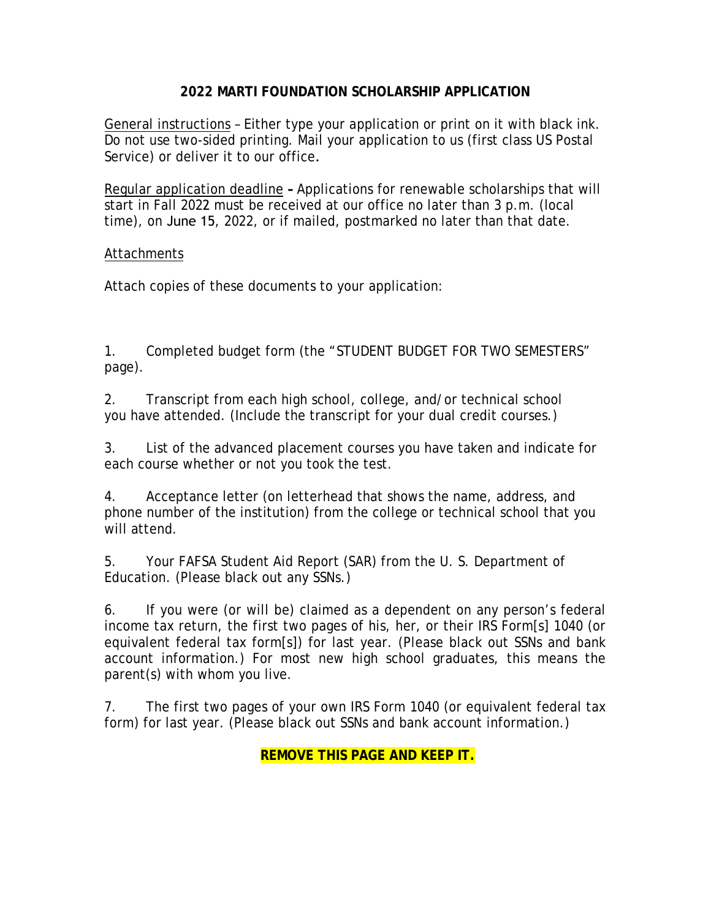# 2022 MARTI FOUNDATION SCHOLARSHIP APPLICATION

General instructions – Either type your application or print on it with black ink. Do not use two-sided printing. Mail your application to us (first class US Postal Service) or deliver it to our office.

Regular application deadline – Applications for renewable scholarships that will start in Fall 2022 must be received at our office no later than 3 p.m. (local time), on June 15, 2022, or if mailed, postmarked no later than that date.

Attachments

Attach copies of these documents to your application:

1. Completed budget form (the "STUDENT BUDGET FOR TWO SEMESTERS" page).

2. Transcript from each high school, college, and/or technical school you have attended. (Include the transcript for your dual credit courses.)

3. List of the advanced placement courses you have taken and indicate for each course whether or not you took the test.

4. Acceptance letter (on letterhead that shows the name, address, and phone number of the institution) from the college or technical school that you will attend.

5. Your FAFSA Student Aid Report (SAR) from the U. S. Department of Education. (Please black out any SSNs.)

6. If you were (or will be) claimed as a dependent on any person's federal income tax return, the first two pages of his, her, or their IRS Form[s] 1040 (or equivalent federal tax form[s]) for last year. (Please black out SSNs and bank account information.) For most new high school graduates, this means the parent(s) with whom you live.

7. The first two pages of your own IRS Form 1040 (or equivalent federal tax form) for last year. (Please black out SSNs and bank account information.)

**REMOVE THIS PAGE AND KEEP IT.**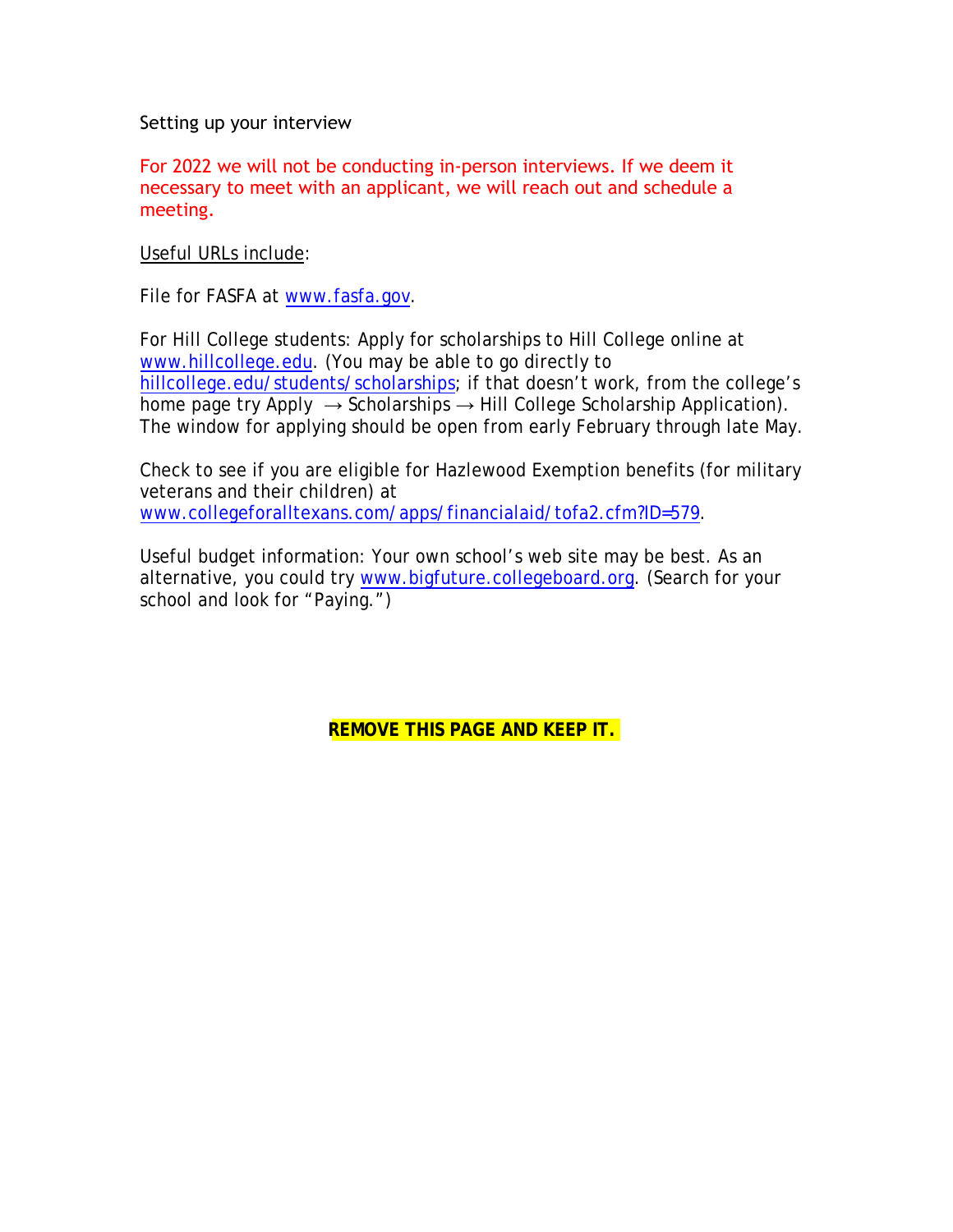Setting up your interview

For 2022 we will not be conducting in-person interviews. If we deem it necessary to meet with an applicant, we will reach out and schedule a meeting.

Useful URLs include:

File for FASFA at www.fasfa.gov.

For Hill College students: Apply for scholarships to Hill College online at www.hillcollege.edu. (You may be able to go directly to hillcollege.edu/students/scholarships; if that doesn't work, from the college's home page try Apply → Scholarships → Hill College Scholarship Application). The window for applying should be open from early February through late May.

Check to see if you are eligible for Hazlewood Exemption benefits (for military veterans and their children) at www.collegeforalltexans.com/apps/financialaid/tofa2.cfm?ID=579.

Useful budget information: Your own school's web site may be best. As an alternative, you could try www.bigfuture.collegeboard.org. (Search for your school and look for "Paying.")

**REMOVE THIS PAGE AND KEEP IT.**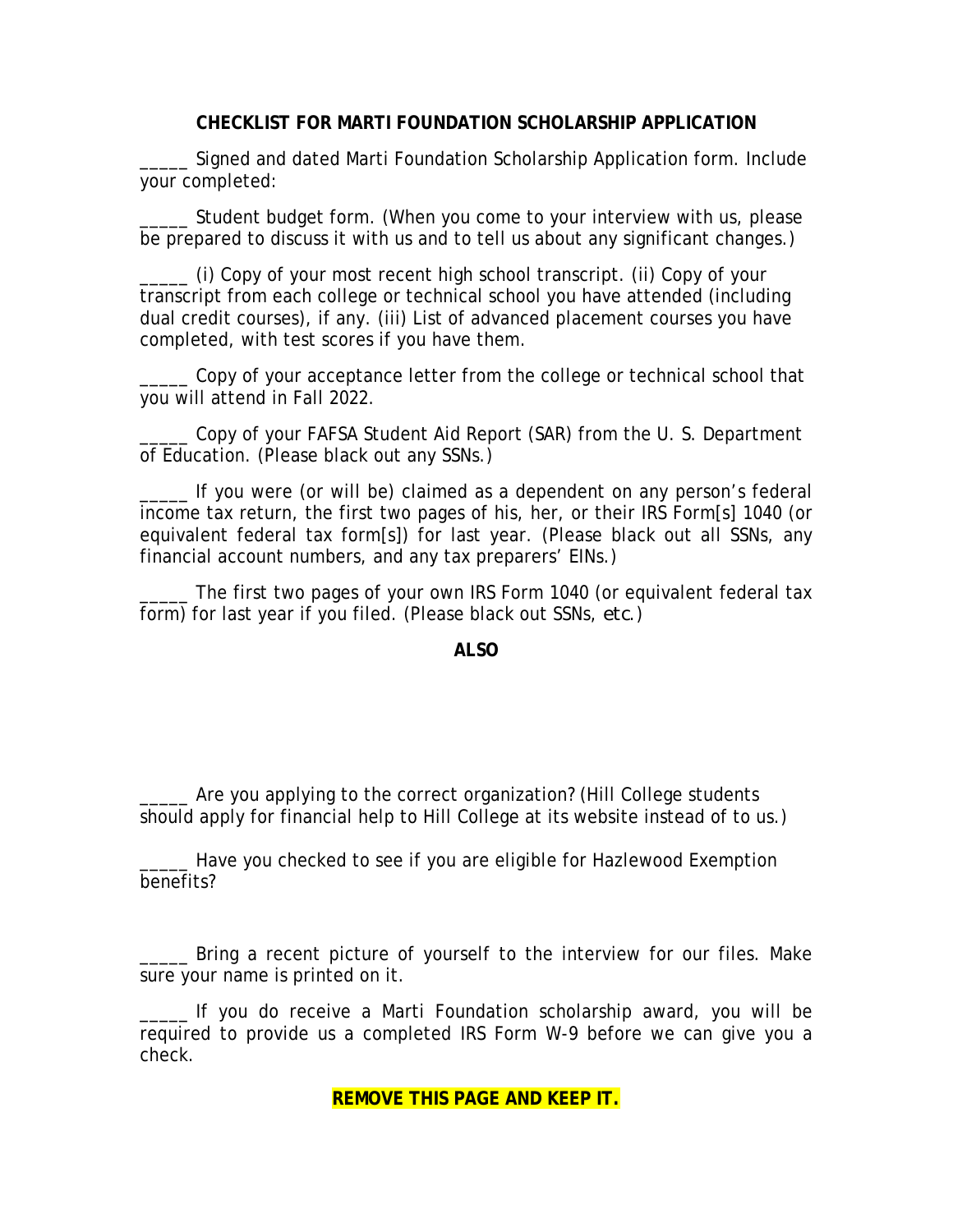**CHECKLIST FOR MARTI FOUNDATION SCHOLARSHIP APPLICATION**

_____ Signed and dated Marti Foundation Scholarship Application form. Include your completed:

_____ Student budget form. (When you come to your interview with us, please be prepared to discuss it with us and to tell us about any significant changes.)

_____ (i) Copy of your most recent high school transcript. (ii) Copy of your transcript from each college or technical school you have attended (including dual credit courses), if any. (iii) List of advanced placement courses you have completed, with test scores if you have them.

_____ Copy of your acceptance letter from the college or technical school that you will attend in Fall 2022.

_____ Copy of your FAFSA Student Aid Report (SAR) from the U. S. Department of Education. (Please black out any SSNs.)

_____ If you were (or will be) claimed as a dependent on any person's federal income tax return, the first two pages of his, her, or their IRS Form[s] 1040 (or equivalent federal tax form[s]) for last year. (Please black out all SSNs, any financial account numbers, and any tax preparers' EINs.)

_____ The first two pages of your own IRS Form 1040 (or equivalent federal tax form) for last year if you filed. (Please black out SSNs, *etc.*)

**ALSO**

_____ Are you applying to the correct organization? (Hill College students should apply for financial help to Hill College at its website instead of to us.)

_____ Have you checked to see if you are eligible for Hazlewood Exemption benefits?

_____ Bring a recent picture of yourself to the interview for our files. Make sure your name is printed on it.

_____ If you do receive a Marti Foundation scholarship award, you will be required to provide us a completed IRS Form W-9 before we can give you a check.

**REMOVE THIS PAGE AND KEEP IT.**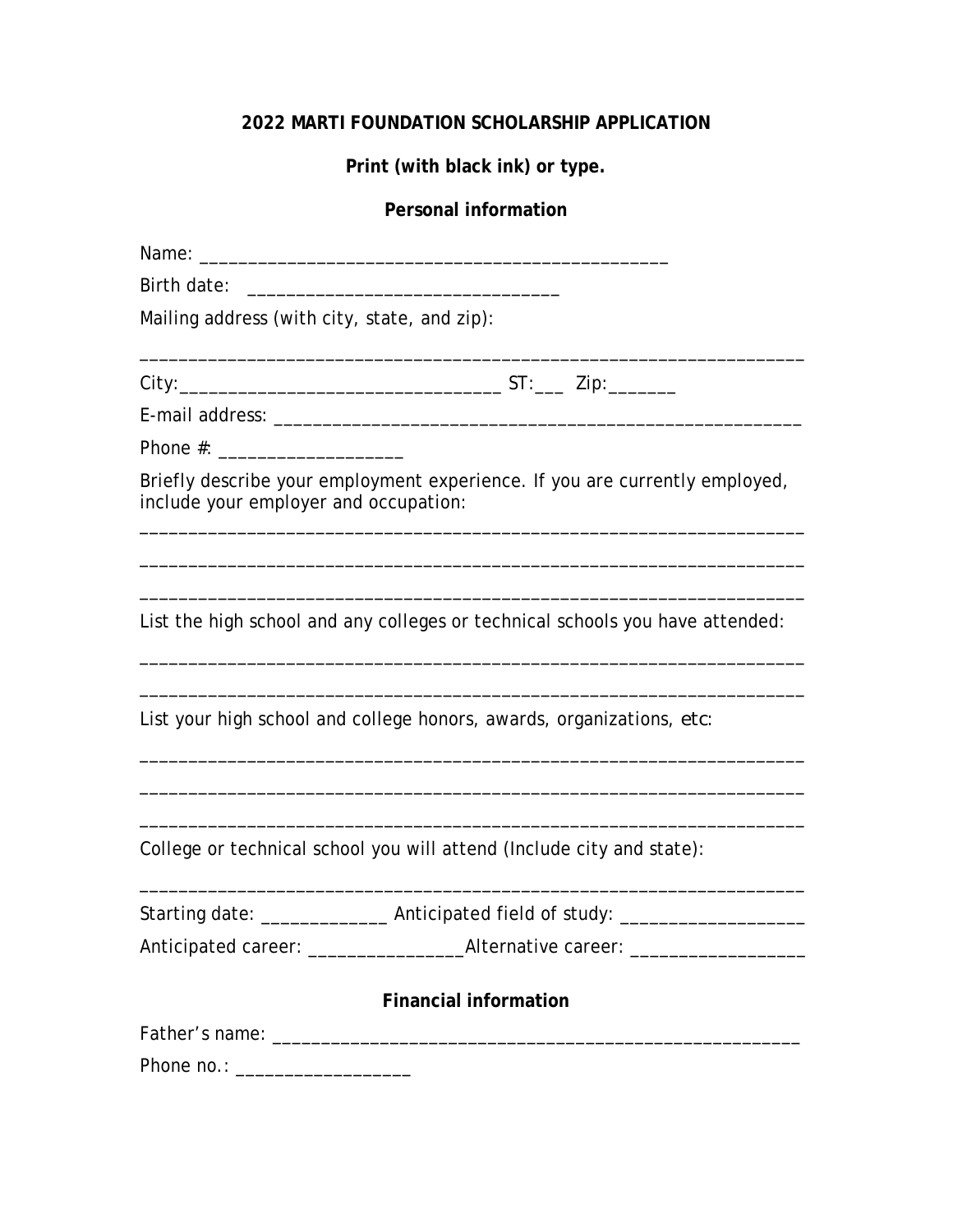**2022 MARTI FOUNDATION SCHOLARSHIP APPLICATION**

**Print (with black ink) or type.**

**Personal information**

Name: _______________________________________________

Birth date: ________________________________

Mailing address (with city, state, and zip):

_____________________________________________________________________

City:_________________________________ ST:___ Zip:_______

E-mail address: ______________________________________________________

Phone #: ___________________

Briefly describe your employment experience. If you are currently employed, include your employer and occupation:

_____________________________________________________________________

_____________________________________________________________________

_____________________________________________________________________

List the high school and any colleges or technical schools you have attended:

_____________________________________________________________________

_____________________________________________________________________

List your high school and college honors, awards, organizations, etc:

_____________________________________________________________________

_____________________________________________________________________

_____________________________________________________________________

College or technical school you will attend (Include city and state):

_____________________________________________________________________

Starting date: _____________ Anticipated field of study: ___________________

Anticipated career: ________________Alternative career: _________________

**Financial information**

Father's name: ______________________________________________________

Phone no.: __________________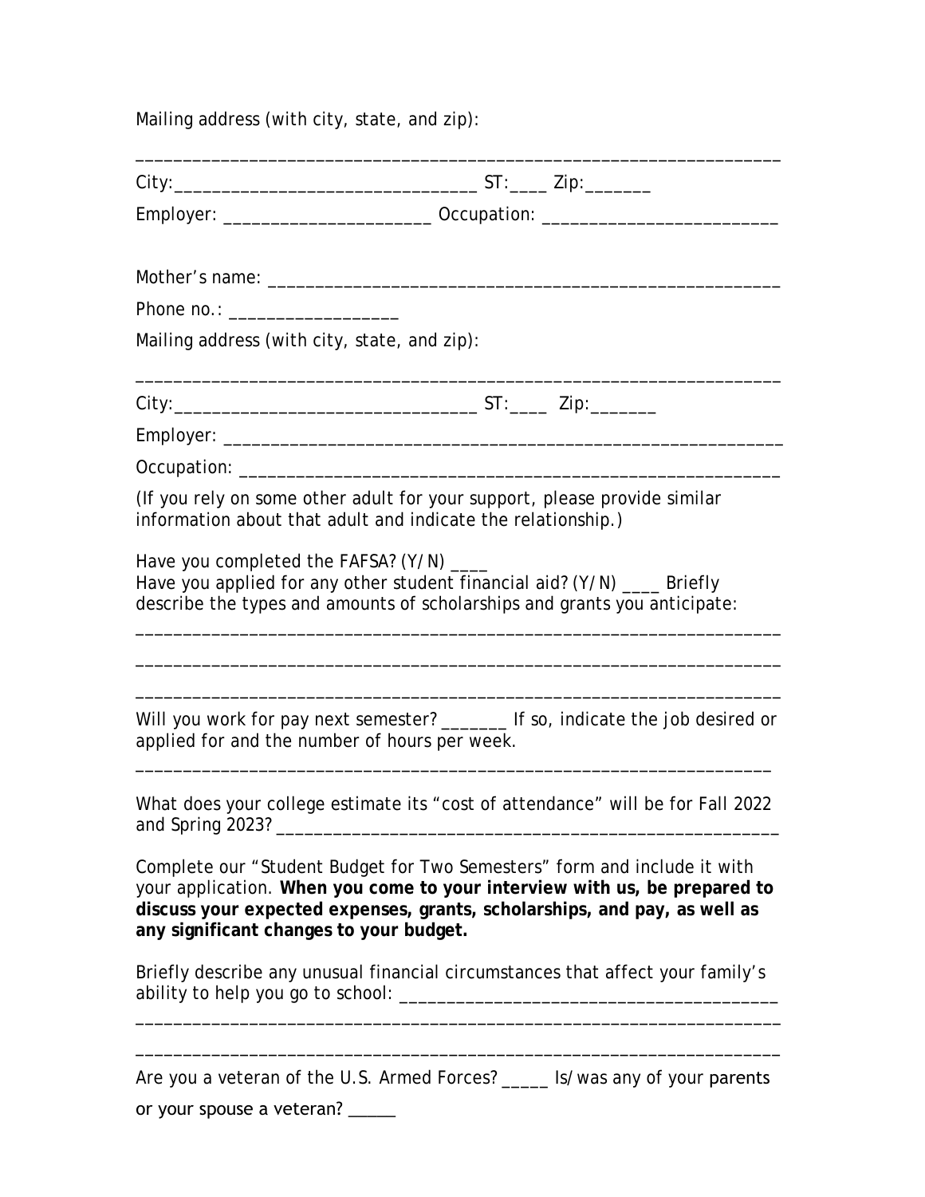Mailing address (with city, state, and zip):

_____________________________________________________________________

City:_________________________________ ST:____ Zip:_______

Employer: ______________________ Occupation: _________________________

Mother's name: _______________________________________________________

Phone no.: __________________

Mailing address (with city, state, and zip):

_____________________________________________________________________

City:_________________________________ ST:____ Zip:_______

Employer: ____________________________________________________________

Occupation: __________________________________________________________

(If you rely on some other adult for your support, please provide similar information about that adult and indicate the relationship.)

Have you completed the FAFSA? (Y/N) ____
Have you applied for any other student financial aid? (Y/N) ____ Briefly describe the types and amounts of scholarships and grants you anticipate:

_____________________________________________________________________

_____________________________________________________________________

_____________________________________________________________________

Will you work for pay next semester? _______ If so, indicate the job desired or applied for and the number of hours per week.

_____________________________________________________________________

What does your college estimate its "cost of attendance" will be for Fall 2022 and Spring 2023? _____________________________________________________

Complete our "Student Budget for Two Semesters" form and include it with your application. **When you come to your interview with us, be prepared to discuss your expected expenses, grants, scholarships, and pay, as well as any significant changes to your budget.**

Briefly describe any unusual financial circumstances that affect your family's ability to help you go to school: _______________________________________

_____________________________________________________________________

_____________________________________________________________________

Are you a veteran of the U.S. Armed Forces? _____ Is/was any of your parents or your spouse a veteran? _____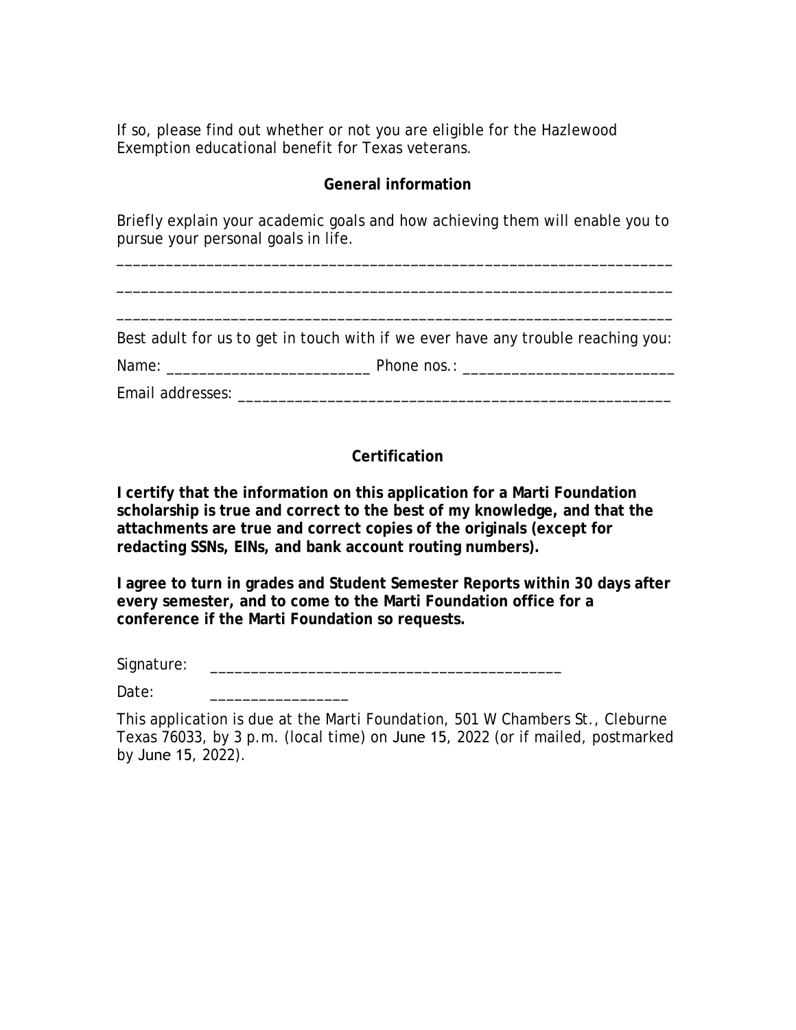If so, please find out whether or not you are eligible for the Hazlewood Exemption educational benefit for Texas veterans.

**General information**

Briefly explain your academic goals and how achieving them will enable you to pursue your personal goals in life.

_____________________________________________________________________

_____________________________________________________________________

_____________________________________________________________________

Best adult for us to get in touch with if we ever have any trouble reaching you:

Name: _________________________ Phone nos.: _________________________

Email addresses: ______________________________________________________

**Certification**

**I certify that the information on this application for a Marti Foundation scholarship is true and correct to the best of my knowledge, and that the attachments are true and correct copies of the originals (except for redacting SSNs, EINs, and bank account routing numbers).**

**I agree to turn in grades and Student Semester Reports within 30 days after every semester, and to come to the Marti Foundation office for a conference if the Marti Foundation so requests.**

Signature: ___________________________________________

Date: _________________

This application is due at the Marti Foundation, 501 W Chambers St., Cleburne Texas 76033, by 3 p.m. (local time) on June 15, 2022 (or if mailed, postmarked by June 15, 2022).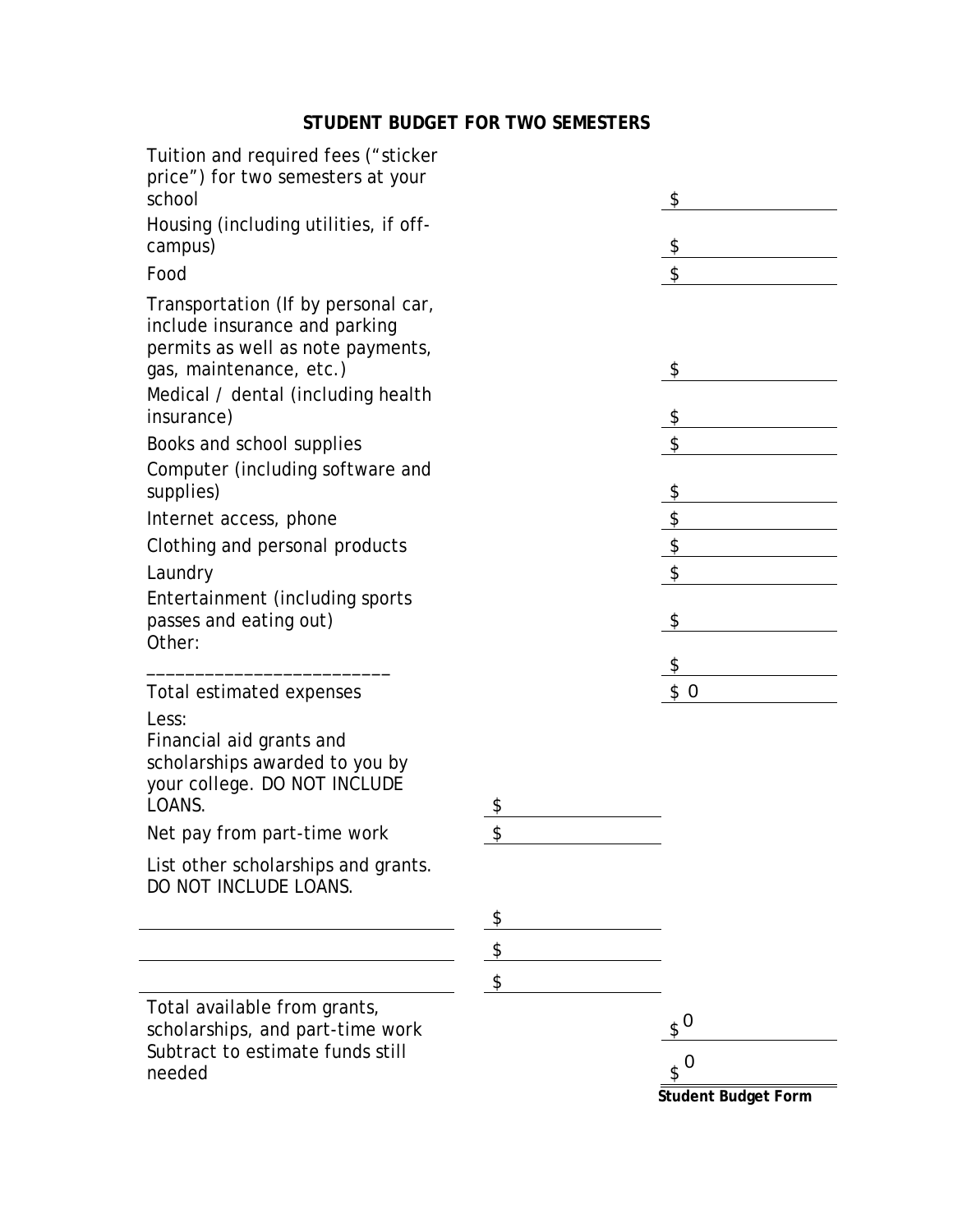## STUDENT BUDGET FOR TWO SEMESTERS

| Item | | Amount |
|---|---|---|
| Tuition and required fees ("sticker price") for two semesters at your school | | $ |
| Housing (including utilities, if off-campus) | | $ |
| Food | | $ |
| Transportation (If by personal car, include insurance and parking permits as well as note payments, gas, maintenance, etc.) | | $ |
| Medical / dental (including health insurance) | | $ |
| Books and school supplies | | $ |
| Computer (including software and supplies) | | $ |
| Internet access, phone | | $ |
| Clothing and personal products | | $ |
| Laundry | | $ |
| Entertainment (including sports passes and eating out) | | $ |
| Other: _________________________ | | $ |
| Total estimated expenses | | $ 0 |
| Less: Financial aid grants and scholarships awarded to you by your college. DO NOT INCLUDE LOANS. | $ | |
| Net pay from part-time work | $ | |
| List other scholarships and grants. DO NOT INCLUDE LOANS. | | |
| _________________________ | $ | |
| _________________________ | $ | |
| _________________________ | $ | |
| Total available from grants, scholarships, and part-time work | | $ 0 |
| Subtract to estimate funds still needed | | $ 0 |

**Student Budget Form**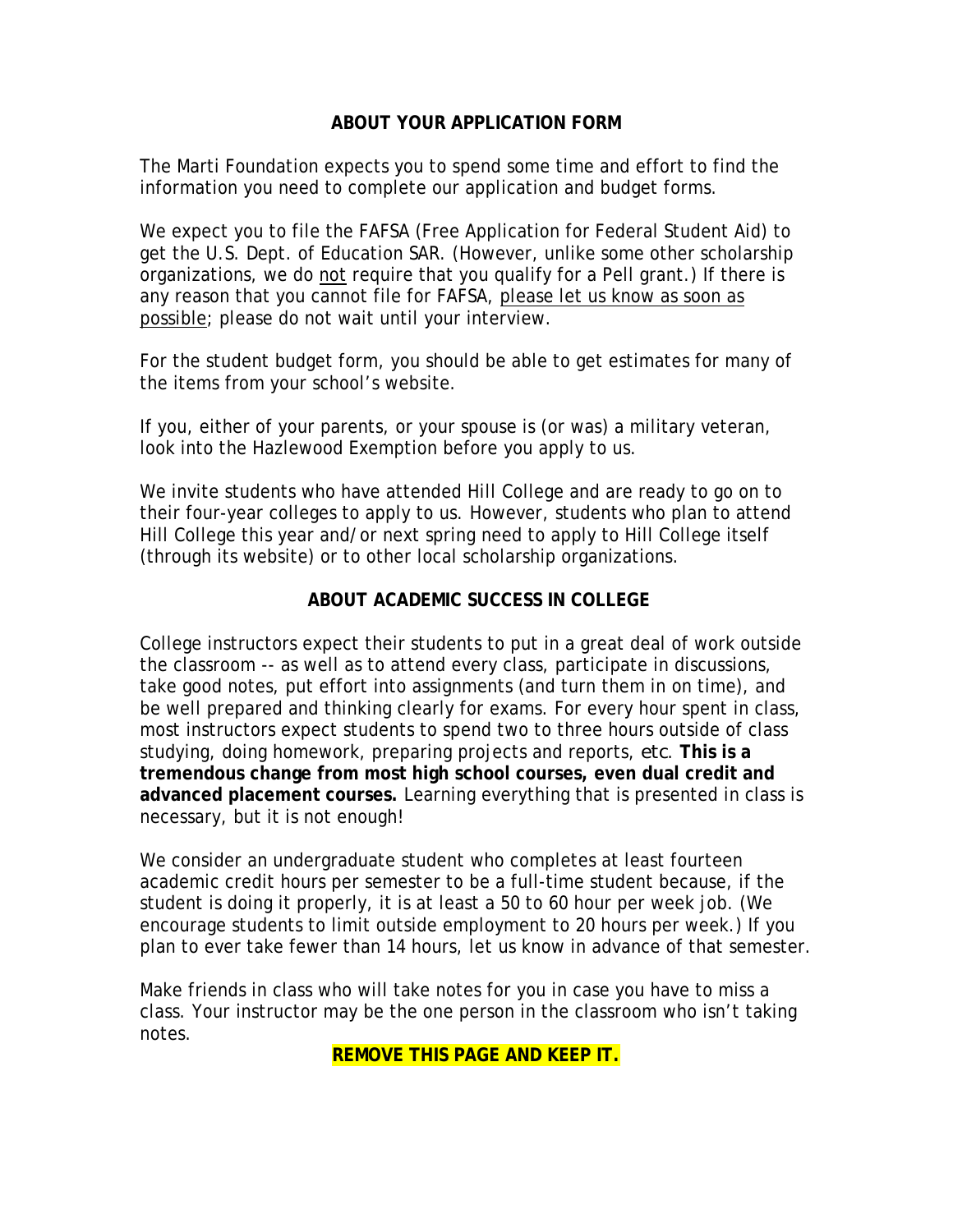## ABOUT YOUR APPLICATION FORM

The Marti Foundation expects you to spend some time and effort to find the information you need to complete our application and budget forms.

We expect you to file the FAFSA (Free Application for Federal Student Aid) to get the U.S. Dept. of Education SAR. (However, unlike some other scholarship organizations, we do <u>not</u> require that you qualify for a Pell grant.) If there is any reason that you cannot file for FAFSA, <u>please let us know as soon as possible</u>; please do not wait until your interview.

For the student budget form, you should be able to get estimates for many of the items from your school's website.

If you, either of your parents, or your spouse is (or was) a military veteran, look into the Hazlewood Exemption before you apply to us.

We invite students who have attended Hill College and are ready to go on to their four-year colleges to apply to us. However, students who plan to attend Hill College this year and/or next spring need to apply to Hill College itself (through its website) or to other local scholarship organizations.

## ABOUT ACADEMIC SUCCESS IN COLLEGE

College instructors expect their students to put in a great deal of work outside the classroom -- as well as to attend every class, participate in discussions, take good notes, put effort into assignments (and turn them in on time), and be well prepared and thinking clearly for exams. For every hour spent in class, most instructors expect students to spend two to three hours outside of class studying, doing homework, preparing projects and reports, etc. **This is a tremendous change from most high school courses, even dual credit and advanced placement courses.** Learning everything that is presented in class is necessary, but it is not enough!

We consider an undergraduate student who completes at least fourteen academic credit hours per semester to be a full-time student because, if the student is doing it properly, it is at least a 50 to 60 hour per week job. (We encourage students to limit outside employment to 20 hours per week.) If you plan to ever take fewer than 14 hours, let us know in advance of that semester.

Make friends in class who will take notes for you in case you have to miss a class. Your instructor may be the one person in the classroom who isn't taking notes.

**REMOVE THIS PAGE AND KEEP IT.**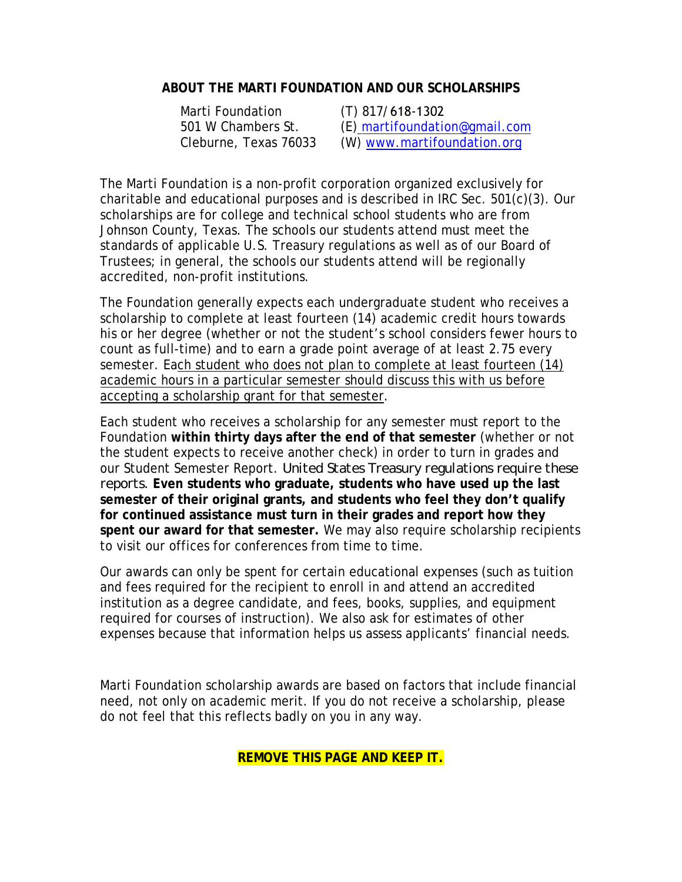## ABOUT THE MARTI FOUNDATION AND OUR SCHOLARSHIPS

Marti Foundation
501 W Chambers St.
Cleburne, Texas 76033

(T) 817/618-1302
(E) martifoundation@gmail.com
(W) www.martifoundation.org

The Marti Foundation is a non-profit corporation organized exclusively for charitable and educational purposes and is described in IRC Sec. 501(c)(3). Our scholarships are for college and technical school students who are from Johnson County, Texas. The schools our students attend must meet the standards of applicable U.S. Treasury regulations as well as of our Board of Trustees; in general, the schools our students attend will be regionally accredited, non-profit institutions.

The Foundation generally expects each undergraduate student who receives a scholarship to complete at least fourteen (14) academic credit hours towards his or her degree (whether or not the student's school considers fewer hours to count as full-time) and to earn a grade point average of at least 2.75 every semester. Each student who does not plan to complete at least fourteen (14) academic hours in a particular semester should discuss this with us before accepting a scholarship grant for that semester.

Each student who receives a scholarship for any semester must report to the Foundation **within thirty days after the end of that semester** (whether or not the student expects to receive another check) in order to turn in grades and our Student Semester Report. United States Treasury regulations require these reports. **Even students who graduate, students who have used up the last semester of their original grants, and students who feel they don't qualify for continued assistance must turn in their grades and report how they spent our award for that semester.** We may also require scholarship recipients to visit our offices for conferences from time to time.

Our awards can only be spent for certain educational expenses (such as tuition and fees required for the recipient to enroll in and attend an accredited institution as a degree candidate, and fees, books, supplies, and equipment required for courses of instruction). We also ask for estimates of other expenses because that information helps us assess applicants' financial needs.

Marti Foundation scholarship awards are based on factors that include financial need, not only on academic merit. If you do not receive a scholarship, please do not feel that this reflects badly on you in any way.

**REMOVE THIS PAGE AND KEEP IT.**